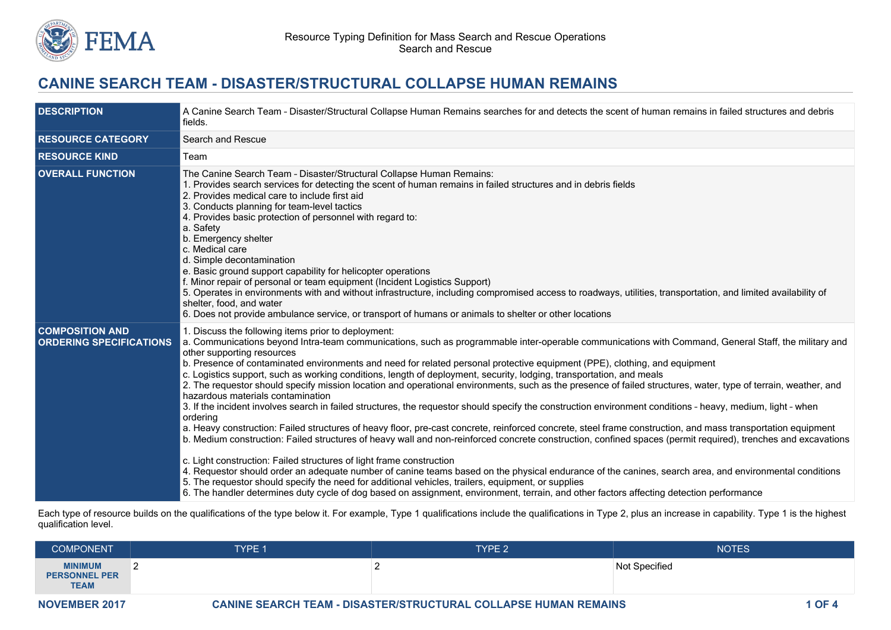Resource Typing Definition for Mass Search and Rescue Operations
Search and Rescue

# CANINE SEARCH TEAM - DISASTER/STRUCTURAL COLLAPSE HUMAN REMAINS

| | |
|---|---|
| **DESCRIPTION** | A Canine Search Team – Disaster/Structural Collapse Human Remains searches for and detects the scent of human remains in failed structures and debris fields. |
| **RESOURCE CATEGORY** | Search and Rescue |
| **RESOURCE KIND** | Team |
| **OVERALL FUNCTION** | The Canine Search Team – Disaster/Structural Collapse Human Remains:<br>1. Provides search services for detecting the scent of human remains in failed structures and in debris fields<br>2. Provides medical care to include first aid<br>3. Conducts planning for team-level tactics<br>4. Provides basic protection of personnel with regard to:<br>a. Safety<br>b. Emergency shelter<br>c. Medical care<br>d. Simple decontamination<br>e. Basic ground support capability for helicopter operations<br>f. Minor repair of personal or team equipment (Incident Logistics Support)<br>5. Operates in environments with and without infrastructure, including compromised access to roadways, utilities, transportation, and limited availability of shelter, food, and water<br>6. Does not provide ambulance service, or transport of humans or animals to shelter or other locations |
| **COMPOSITION AND ORDERING SPECIFICATIONS** | 1. Discuss the following items prior to deployment:<br>a. Communications beyond Intra-team communications, such as programmable inter-operable communications with Command, General Staff, the military and other supporting resources<br>b. Presence of contaminated environments and need for related personal protective equipment (PPE), clothing, and equipment<br>c. Logistics support, such as working conditions, length of deployment, security, lodging, transportation, and meals<br>2. The requestor should specify mission location and operational environments, such as the presence of failed structures, water, type of terrain, weather, and hazardous materials contamination<br>3. If the incident involves search in failed structures, the requestor should specify the construction environment conditions – heavy, medium, light – when ordering<br>a. Heavy construction: Failed structures of heavy floor, pre-cast concrete, reinforced concrete, steel frame construction, and mass transportation equipment<br>b. Medium construction: Failed structures of heavy wall and non-reinforced concrete construction, confined spaces (permit required), trenches and excavations<br>c. Light construction: Failed structures of light frame construction<br>4. Requestor should order an adequate number of canine teams based on the physical endurance of the canines, search area, and environmental conditions<br>5. The requestor should specify the need for additional vehicles, trailers, equipment, or supplies<br>6. The handler determines duty cycle of dog based on assignment, environment, terrain, and other factors affecting detection performance |

Each type of resource builds on the qualifications of the type below it. For example, Type 1 qualifications include the qualifications in Type 2, plus an increase in capability. Type 1 is the highest qualification level.

| COMPONENT | TYPE 1 | TYPE 2 | NOTES |
|---|---|---|---|
| **MINIMUM PERSONNEL PER TEAM** | 2 | 2 | Not Specified |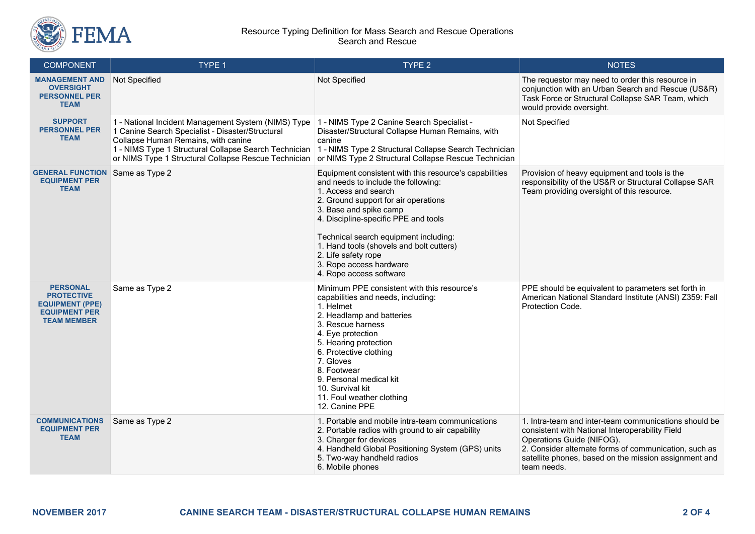| COMPONENT | TYPE 1 | TYPE 2 | NOTES |
|---|---|---|---|
| **MANAGEMENT AND OVERSIGHT PERSONNEL PER TEAM** | Not Specified | Not Specified | The requestor may need to order this resource in conjunction with an Urban Search and Rescue (US&R) Task Force or Structural Collapse SAR Team, which would provide oversight. |
| **SUPPORT PERSONNEL PER TEAM** | 1 - National Incident Management System (NIMS) Type 1 Canine Search Specialist - Disaster/Structural Collapse Human Remains, with canine<br>1 - NIMS Type 1 Structural Collapse Search Technician or NIMS Type 1 Structural Collapse Rescue Technician | 1 - NIMS Type 2 Canine Search Specialist - Disaster/Structural Collapse Human Remains, with canine<br>1 - NIMS Type 2 Structural Collapse Search Technician or NIMS Type 2 Structural Collapse Rescue Technician | Not Specified |
| **GENERAL FUNCTION EQUIPMENT PER TEAM** | Same as Type 2 | Equipment consistent with this resource's capabilities and needs to include the following:<br>1. Access and search<br>2. Ground support for air operations<br>3. Base and spike camp<br>4. Discipline-specific PPE and tools<br><br>Technical search equipment including:<br>1. Hand tools (shovels and bolt cutters)<br>2. Life safety rope<br>3. Rope access hardware<br>4. Rope access software | Provision of heavy equipment and tools is the responsibility of the US&R or Structural Collapse SAR Team providing oversight of this resource. |
| **PERSONAL PROTECTIVE EQUIPMENT (PPE) EQUIPMENT PER TEAM MEMBER** | Same as Type 2 | Minimum PPE consistent with this resource's capabilities and needs, including:<br>1. Helmet<br>2. Headlamp and batteries<br>3. Rescue harness<br>4. Eye protection<br>5. Hearing protection<br>6. Protective clothing<br>7. Gloves<br>8. Footwear<br>9. Personal medical kit<br>10. Survival kit<br>11. Foul weather clothing<br>12. Canine PPE | PPE should be equivalent to parameters set forth in American National Standard Institute (ANSI) Z359: Fall Protection Code. |
| **COMMUNICATIONS EQUIPMENT PER TEAM** | Same as Type 2 | 1. Portable and mobile intra-team communications<br>2. Portable radios with ground to air capability<br>3. Charger for devices<br>4. Handheld Global Positioning System (GPS) units<br>5. Two-way handheld radios<br>6. Mobile phones | 1. Intra-team and inter-team communications should be consistent with National Interoperability Field Operations Guide (NIFOG).<br>2. Consider alternate forms of communication, such as satellite phones, based on the mission assignment and team needs. |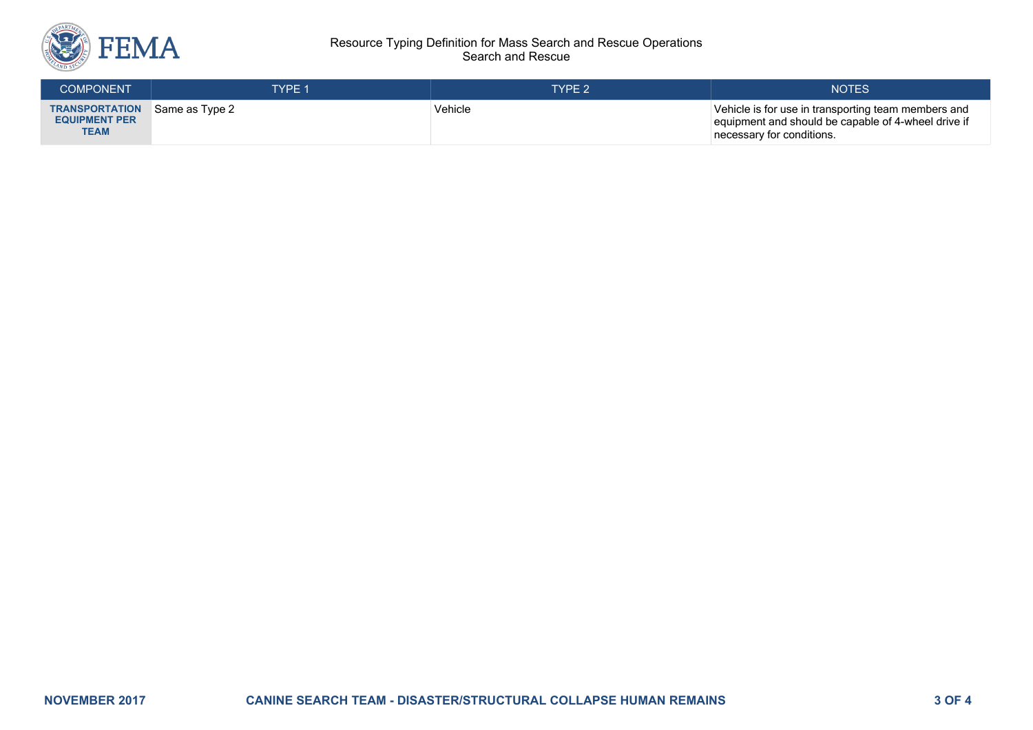| COMPONENT | TYPE 1 | TYPE 2 | NOTES |
| --- | --- | --- | --- |
| **TRANSPORTATION EQUIPMENT PER TEAM** | Same as Type 2 | Vehicle | Vehicle is for use in transporting team members and equipment and should be capable of 4-wheel drive if necessary for conditions. |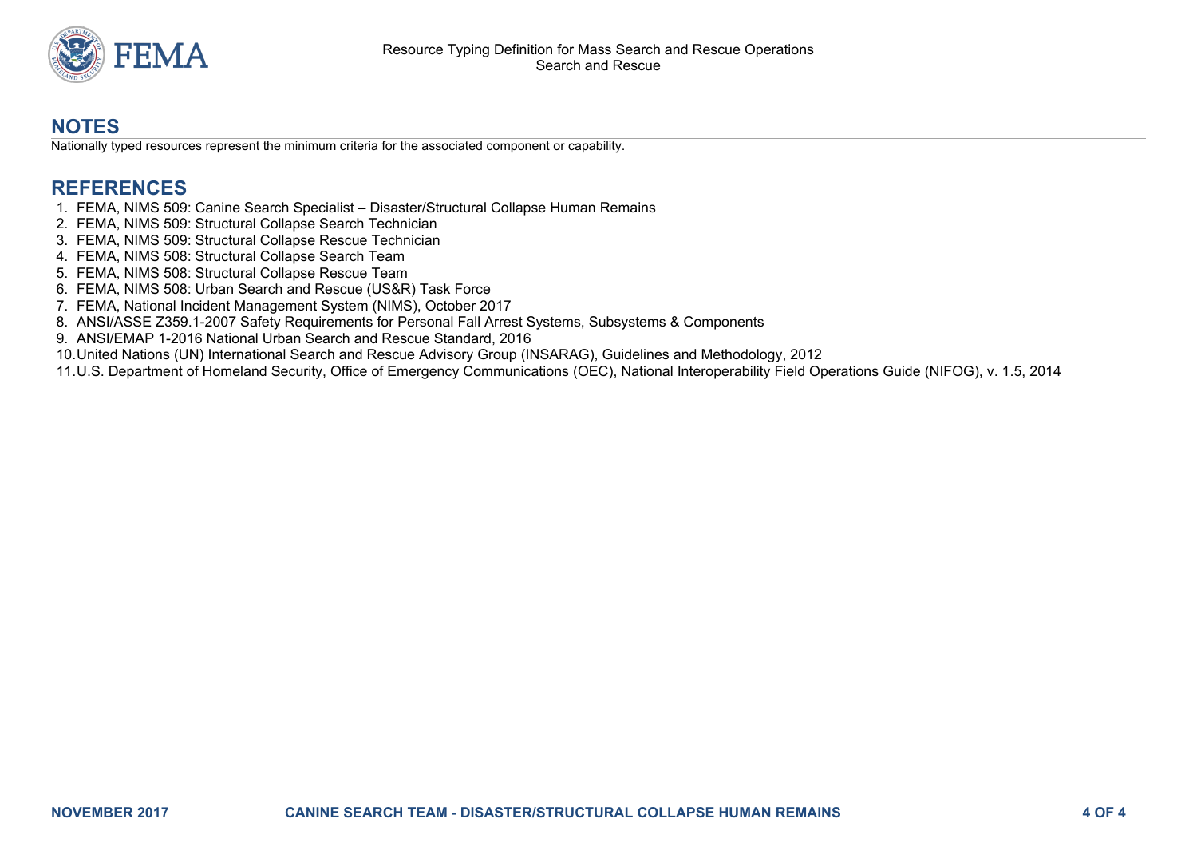## NOTES

Nationally typed resources represent the minimum criteria for the associated component or capability.

## REFERENCES

1. FEMA, NIMS 509: Canine Search Specialist – Disaster/Structural Collapse Human Remains
2. FEMA, NIMS 509: Structural Collapse Search Technician
3. FEMA, NIMS 509: Structural Collapse Rescue Technician
4. FEMA, NIMS 508: Structural Collapse Search Team
5. FEMA, NIMS 508: Structural Collapse Rescue Team
6. FEMA, NIMS 508: Urban Search and Rescue (US&R) Task Force
7. FEMA, National Incident Management System (NIMS), October 2017
8. ANSI/ASSE Z359.1-2007 Safety Requirements for Personal Fall Arrest Systems, Subsystems & Components
9. ANSI/EMAP 1-2016 National Urban Search and Rescue Standard, 2016
10. United Nations (UN) International Search and Rescue Advisory Group (INSARAG), Guidelines and Methodology, 2012
11. U.S. Department of Homeland Security, Office of Emergency Communications (OEC), National Interoperability Field Operations Guide (NIFOG), v. 1.5, 2014